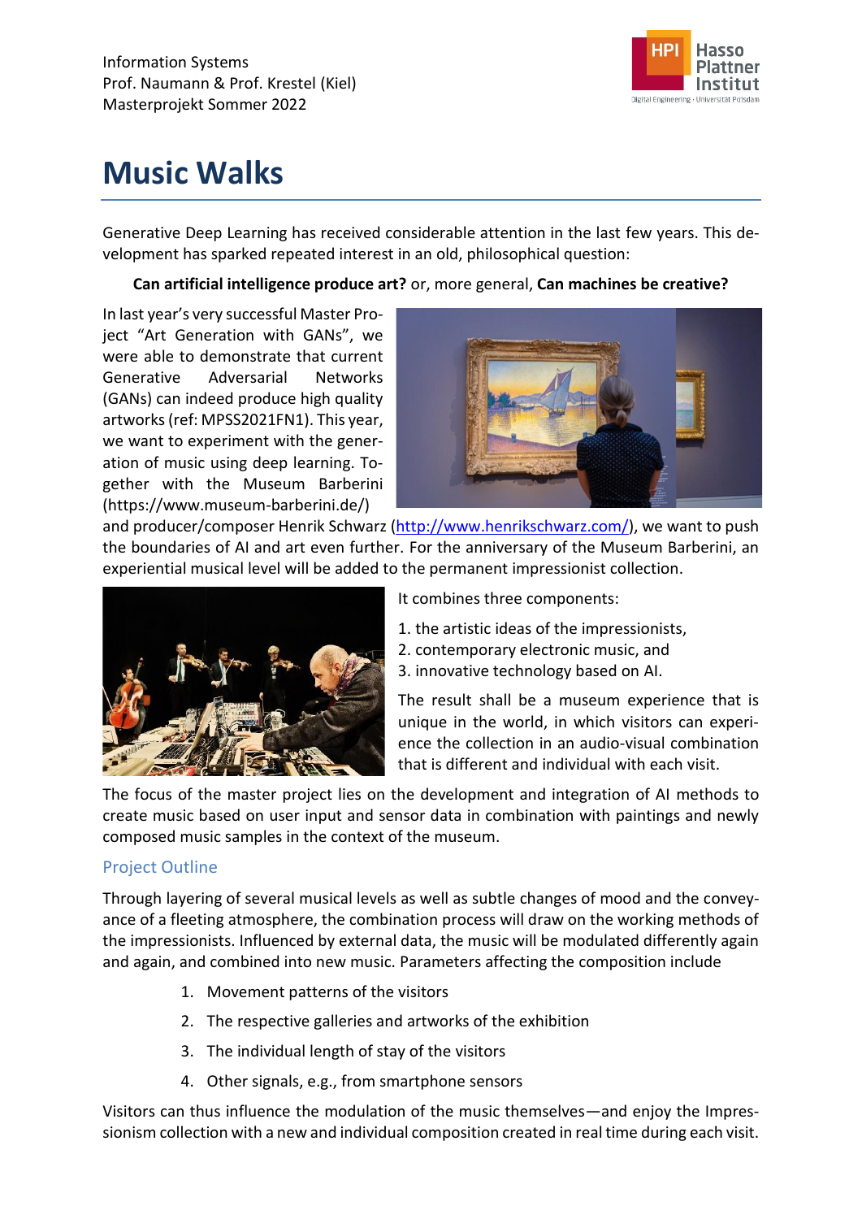Information Systems
Prof. Naumann & Prof. Krestel (Kiel)
Masterprojekt Sommer 2022

# Music Walks

Generative Deep Learning has received considerable attention in the last few years. This development has sparked repeated interest in an old, philosophical question:

**Can artificial intelligence produce art?** or, more general, **Can machines be creative?**

In last year's very successful Master Project "Art Generation with GANs", we were able to demonstrate that current Generative Adversarial Networks (GANs) can indeed produce high quality artworks (ref: MPSS2021FN1). This year, we want to experiment with the generation of music using deep learning. Together with the Museum Barberini (https://www.museum-barberini.de/) and producer/composer Henrik Schwarz (http://www.henrikschwarz.com/), we want to push the boundaries of AI and art even further. For the anniversary of the Museum Barberini, an experiential musical level will be added to the permanent impressionist collection.

It combines three components:

1. the artistic ideas of the impressionists,
2. contemporary electronic music, and
3. innovative technology based on AI.

The result shall be a museum experience that is unique in the world, in which visitors can experience the collection in an audio-visual combination that is different and individual with each visit.

The focus of the master project lies on the development and integration of AI methods to create music based on user input and sensor data in combination with paintings and newly composed music samples in the context of the museum.

## Project Outline

Through layering of several musical levels as well as subtle changes of mood and the conveyance of a fleeting atmosphere, the combination process will draw on the working methods of the impressionists. Influenced by external data, the music will be modulated differently again and again, and combined into new music. Parameters affecting the composition include

1. Movement patterns of the visitors
2. The respective galleries and artworks of the exhibition
3. The individual length of stay of the visitors
4. Other signals, e.g., from smartphone sensors

Visitors can thus influence the modulation of the music themselves—and enjoy the Impressionism collection with a new and individual composition created in real time during each visit.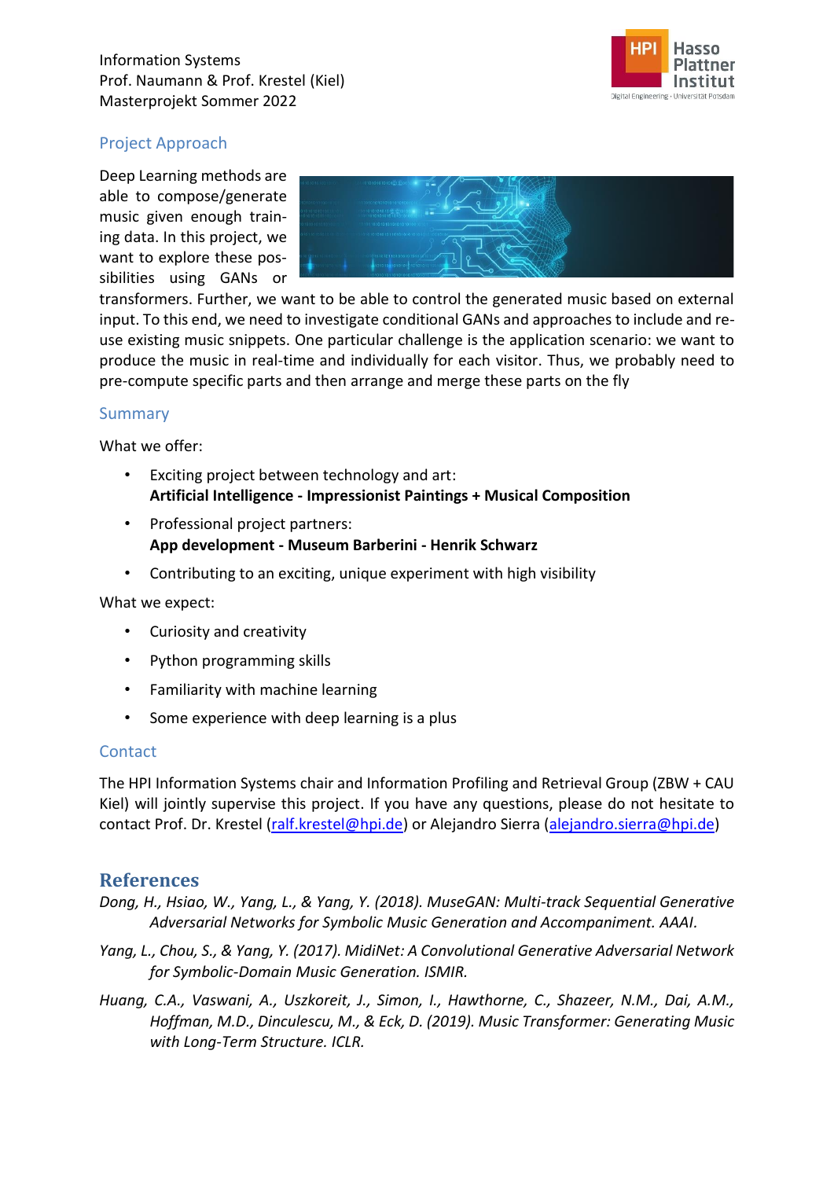## Project Approach

Deep Learning methods are able to compose/generate music given enough training data. In this project, we want to explore these possibilities using GANs or transformers. Further, we want to be able to control the generated music based on external input. To this end, we need to investigate conditional GANs and approaches to include and reuse existing music snippets. One particular challenge is the application scenario: we want to produce the music in real-time and individually for each visitor. Thus, we probably need to pre-compute specific parts and then arrange and merge these parts on the fly

## Summary

What we offer:

- Exciting project between technology and art:
  **Artificial Intelligence - Impressionist Paintings + Musical Composition**
- Professional project partners:
  **App development - Museum Barberini - Henrik Schwarz**
- Contributing to an exciting, unique experiment with high visibility

What we expect:

- Curiosity and creativity
- Python programming skills
- Familiarity with machine learning
- Some experience with deep learning is a plus

## Contact

The HPI Information Systems chair and Information Profiling and Retrieval Group (ZBW + CAU Kiel) will jointly supervise this project. If you have any questions, please do not hesitate to contact Prof. Dr. Krestel (ralf.krestel@hpi.de) or Alejandro Sierra (alejandro.sierra@hpi.de)

# References

*Dong, H., Hsiao, W., Yang, L., & Yang, Y. (2018). MuseGAN: Multi-track Sequential Generative Adversarial Networks for Symbolic Music Generation and Accompaniment. AAAI.*

*Yang, L., Chou, S., & Yang, Y. (2017). MidiNet: A Convolutional Generative Adversarial Network for Symbolic-Domain Music Generation. ISMIR.*

*Huang, C.A., Vaswani, A., Uszkoreit, J., Simon, I., Hawthorne, C., Shazeer, N.M., Dai, A.M., Hoffman, M.D., Dinculescu, M., & Eck, D. (2019). Music Transformer: Generating Music with Long-Term Structure. ICLR.*